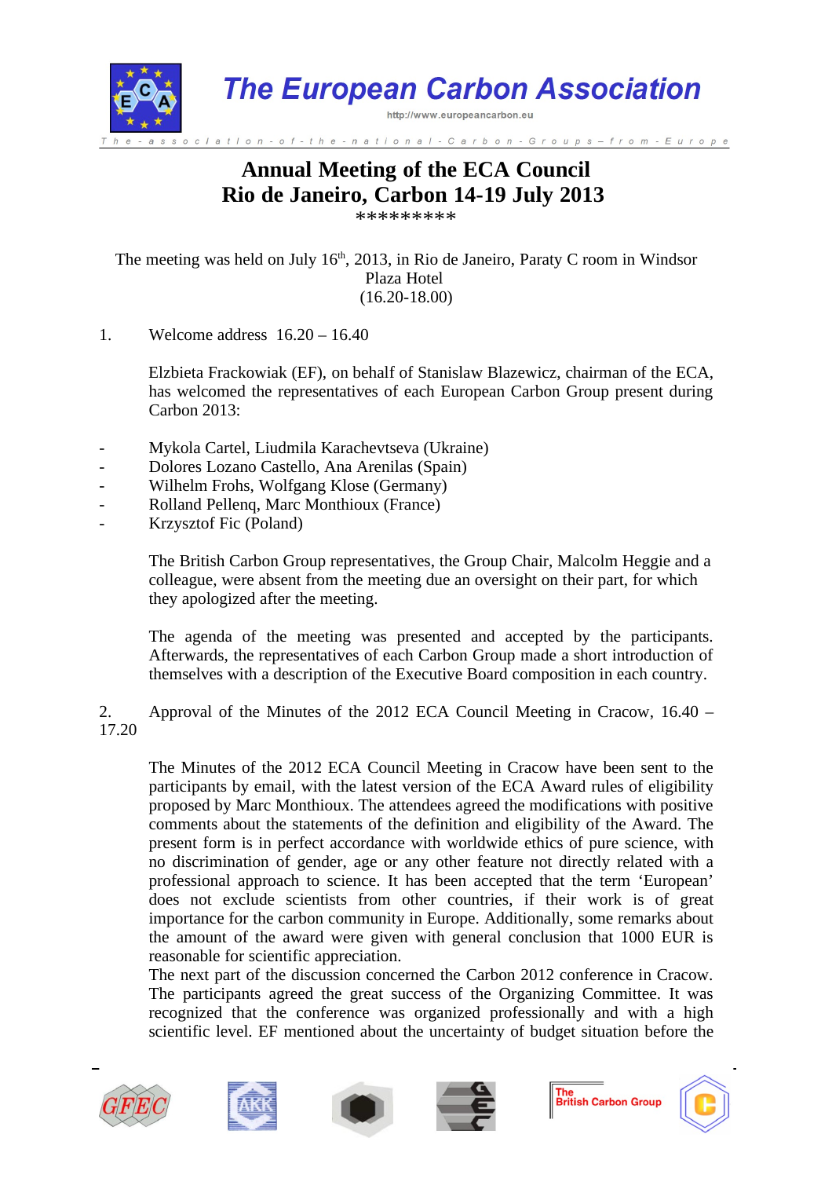# The European Carbon Association

http://www.europeancarbon.eu

The - association-of-the-national-Carbon-Groups – from - Europe

## Annual Meeting of the ECA Council
## Rio de Janeiro, Carbon 14-19 July 2013

*********

The meeting was held on July 16th, 2013, in Rio de Janeiro, Paraty C room in Windsor Plaza Hotel
(16.20-18.00)

1. Welcome address 16.20 – 16.40

Elzbieta Frackowiak (EF), on behalf of Stanislaw Blazewicz, chairman of the ECA, has welcomed the representatives of each European Carbon Group present during Carbon 2013:

- Mykola Cartel, Liudmila Karachevtseva (Ukraine)
- Dolores Lozano Castello, Ana Arenilas (Spain)
- Wilhelm Frohs, Wolfgang Klose (Germany)
- Rolland Pellenq, Marc Monthioux (France)
- Krzysztof Fic (Poland)

The British Carbon Group representatives, the Group Chair, Malcolm Heggie and a colleague, were absent from the meeting due an oversight on their part, for which they apologized after the meeting.

The agenda of the meeting was presented and accepted by the participants. Afterwards, the representatives of each Carbon Group made a short introduction of themselves with a description of the Executive Board composition in each country.

2. Approval of the Minutes of the 2012 ECA Council Meeting in Cracow, 16.40 – 17.20

The Minutes of the 2012 ECA Council Meeting in Cracow have been sent to the participants by email, with the latest version of the ECA Award rules of eligibility proposed by Marc Monthioux. The attendees agreed the modifications with positive comments about the statements of the definition and eligibility of the Award. The present form is in perfect accordance with worldwide ethics of pure science, with no discrimination of gender, age or any other feature not directly related with a professional approach to science. It has been accepted that the term 'European' does not exclude scientists from other countries, if their work is of great importance for the carbon community in Europe. Additionally, some remarks about the amount of the award were given with general conclusion that 1000 EUR is reasonable for scientific appreciation.
The next part of the discussion concerned the Carbon 2012 conference in Cracow. The participants agreed the great success of the Organizing Committee. It was recognized that the conference was organized professionally and with a high scientific level. EF mentioned about the uncertainty of budget situation before the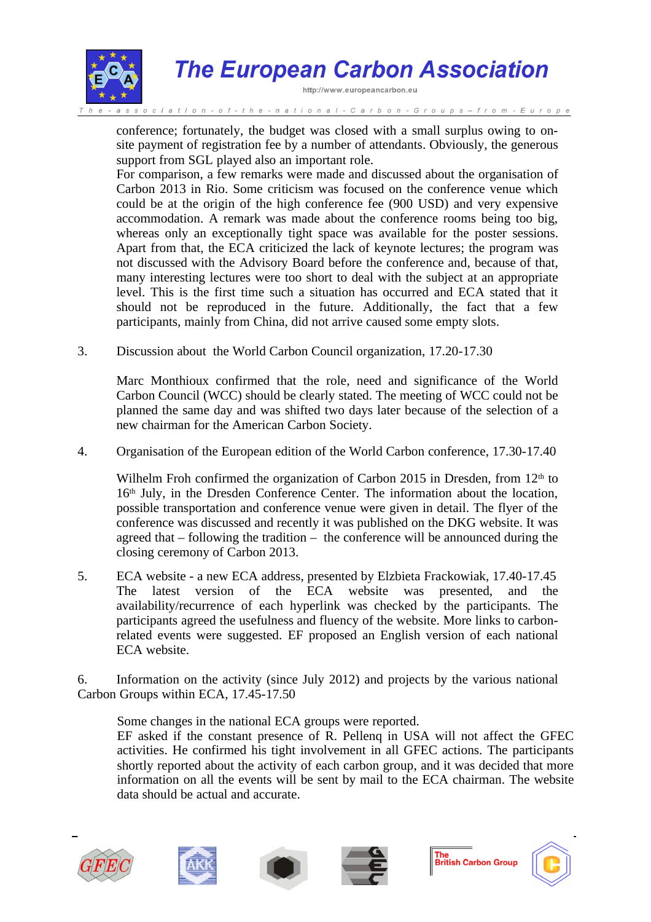conference; fortunately, the budget was closed with a small surplus owing to on-site payment of registration fee by a number of attendants. Obviously, the generous support from SGL played also an important role.

For comparison, a few remarks were made and discussed about the organisation of Carbon 2013 in Rio. Some criticism was focused on the conference venue which could be at the origin of the high conference fee (900 USD) and very expensive accommodation. A remark was made about the conference rooms being too big, whereas only an exceptionally tight space was available for the poster sessions. Apart from that, the ECA criticized the lack of keynote lectures; the program was not discussed with the Advisory Board before the conference and, because of that, many interesting lectures were too short to deal with the subject at an appropriate level. This is the first time such a situation has occurred and ECA stated that it should not be reproduced in the future. Additionally, the fact that a few participants, mainly from China, did not arrive caused some empty slots.

3. Discussion about the World Carbon Council organization, 17.20-17.30

Marc Monthioux confirmed that the role, need and significance of the World Carbon Council (WCC) should be clearly stated. The meeting of WCC could not be planned the same day and was shifted two days later because of the selection of a new chairman for the American Carbon Society.

4. Organisation of the European edition of the World Carbon conference, 17.30-17.40

Wilhelm Froh confirmed the organization of Carbon 2015 in Dresden, from 12th to 16th July, in the Dresden Conference Center. The information about the location, possible transportation and conference venue were given in detail. The flyer of the conference was discussed and recently it was published on the DKG website. It was agreed that – following the tradition – the conference will be announced during the closing ceremony of Carbon 2013.

5. ECA website - a new ECA address, presented by Elzbieta Frackowiak, 17.40-17.45

The latest version of the ECA website was presented, and the availability/recurrence of each hyperlink was checked by the participants. The participants agreed the usefulness and fluency of the website. More links to carbon-related events were suggested. EF proposed an English version of each national ECA website.

6. Information on the activity (since July 2012) and projects by the various national Carbon Groups within ECA, 17.45-17.50

Some changes in the national ECA groups were reported.

EF asked if the constant presence of R. Pellenq in USA will not affect the GFEC activities. He confirmed his tight involvement in all GFEC actions. The participants shortly reported about the activity of each carbon group, and it was decided that more information on all the events will be sent by mail to the ECA chairman. The website data should be actual and accurate.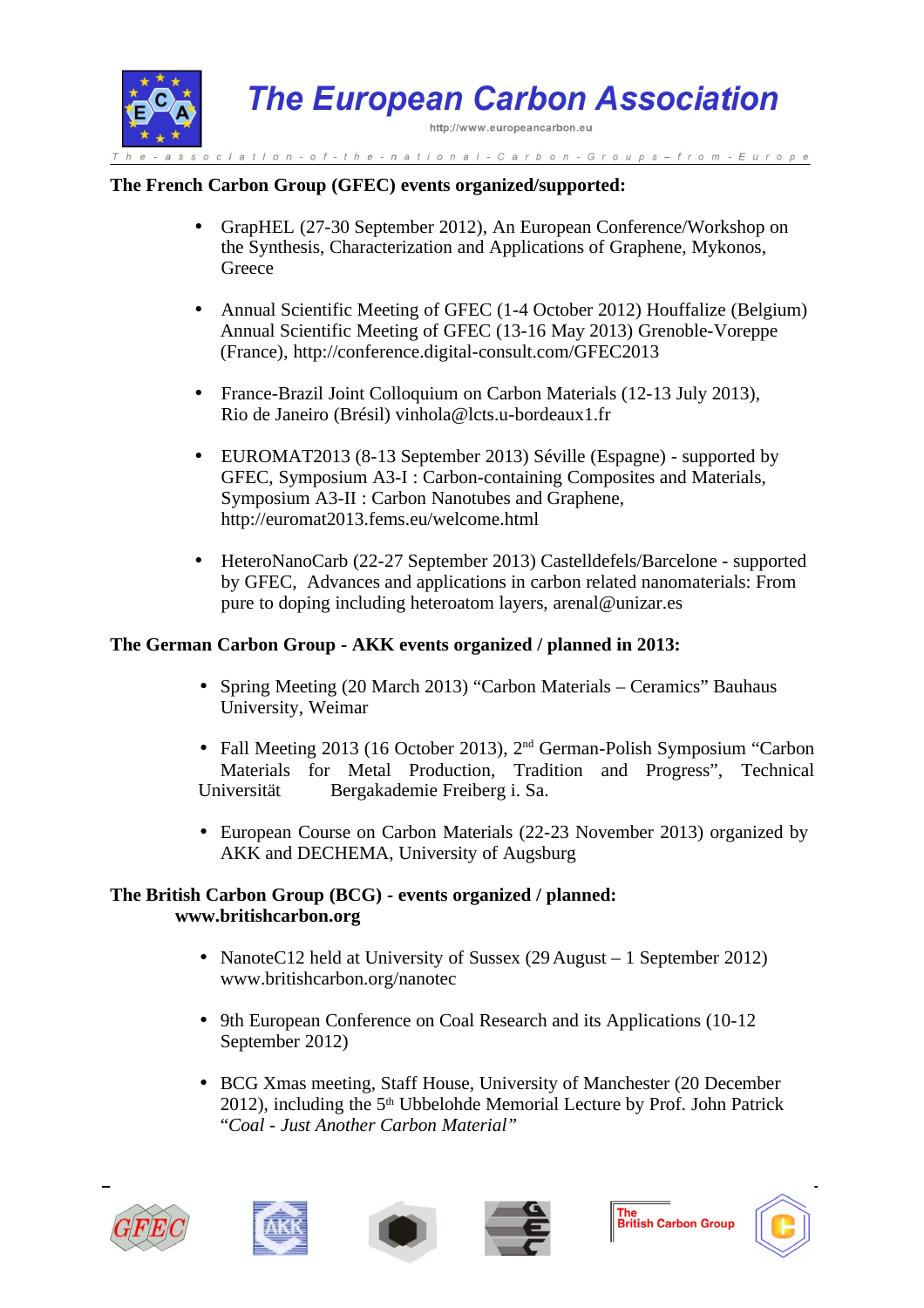**The French Carbon Group (GFEC) events organized/supported:**

- GrapHEL (27-30 September 2012), An European Conference/Workshop on the Synthesis, Characterization and Applications of Graphene, Mykonos, Greece

- Annual Scientific Meeting of GFEC (1-4 October 2012) Houffalize (Belgium) Annual Scientific Meeting of GFEC (13-16 May 2013) Grenoble-Voreppe (France), http://conference.digital-consult.com/GFEC2013

- France-Brazil Joint Colloquium on Carbon Materials (12-13 July 2013), Rio de Janeiro (Brésil) vinhola@lcts.u-bordeaux1.fr

- EUROMAT2013 (8-13 September 2013) Séville (Espagne) - supported by GFEC, Symposium A3-I : Carbon-containing Composites and Materials, Symposium A3-II : Carbon Nanotubes and Graphene, http://euromat2013.fems.eu/welcome.html

- HeteroNanoCarb (22-27 September 2013) Castelldefels/Barcelone - supported by GFEC, Advances and applications in carbon related nanomaterials: From pure to doping including heteroatom layers, arenal@unizar.es

**The German Carbon Group - AKK events organized / planned in 2013:**

- Spring Meeting (20 March 2013) "Carbon Materials – Ceramics" Bauhaus University, Weimar

- Fall Meeting 2013 (16 October 2013), 2nd German-Polish Symposium "Carbon Materials for Metal Production, Tradition and Progress", Technical Universität Bergakademie Freiberg i. Sa.

- European Course on Carbon Materials (22-23 November 2013) organized by AKK and DECHEMA, University of Augsburg

**The British Carbon Group (BCG) - events organized / planned:**
**www.britishcarbon.org**

- NanoteC12 held at University of Sussex (29 August – 1 September 2012) www.britishcarbon.org/nanotec

- 9th European Conference on Coal Research and its Applications (10-12 September 2012)

- BCG Xmas meeting, Staff House, University of Manchester (20 December 2012), including the 5th Ubbelohde Memorial Lecture by Prof. John Patrick "*Coal - Just Another Carbon Material*"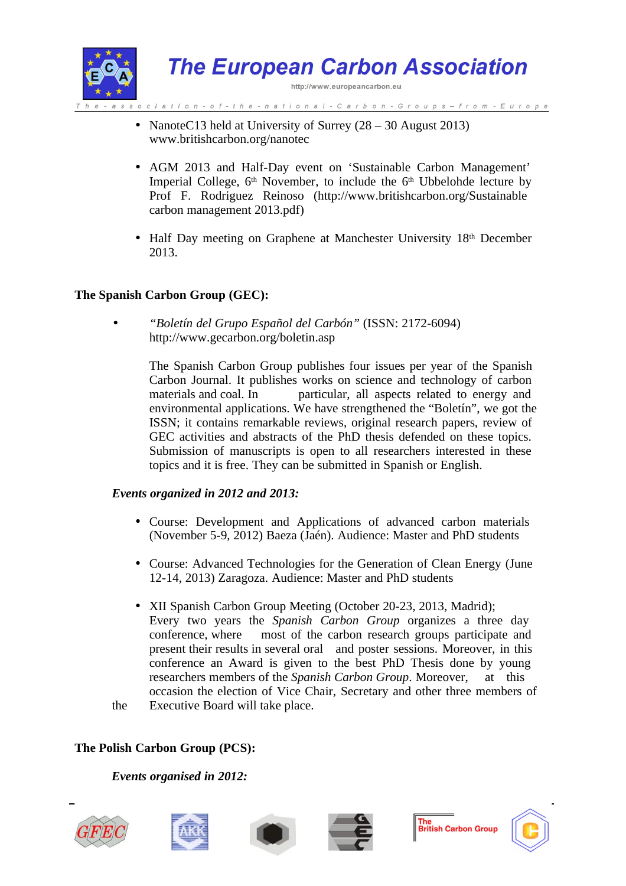- NanoteC13 held at University of Surrey (28 – 30 August 2013) www.britishcarbon.org/nanotec

- AGM 2013 and Half-Day event on 'Sustainable Carbon Management' Imperial College, 6th November, to include the 6th Ubbelohde lecture by Prof F. Rodriguez Reinoso (http://www.britishcarbon.org/Sustainable carbon management 2013.pdf)

- Half Day meeting on Graphene at Manchester University 18th December 2013.

**The Spanish Carbon Group (GEC):**

- *"Boletín del Grupo Español del Carbón"* (ISSN: 2172-6094) http://www.gecarbon.org/boletin.asp

  The Spanish Carbon Group publishes four issues per year of the Spanish Carbon Journal. It publishes works on science and technology of carbon materials and coal. In particular, all aspects related to energy and environmental applications. We have strengthened the "Boletín", we got the ISSN; it contains remarkable reviews, original research papers, review of GEC activities and abstracts of the PhD thesis defended on these topics. Submission of manuscripts is open to all researchers interested in these topics and it is free. They can be submitted in Spanish or English.

***Events organized in 2012 and 2013:***

- Course: Development and Applications of advanced carbon materials (November 5-9, 2012) Baeza (Jaén). Audience: Master and PhD students

- Course: Advanced Technologies for the Generation of Clean Energy (June 12-14, 2013) Zaragoza. Audience: Master and PhD students

- XII Spanish Carbon Group Meeting (October 20-23, 2013, Madrid); Every two years the *Spanish Carbon Group* organizes a three day conference, where most of the carbon research groups participate and present their results in several oral and poster sessions. Moreover, in this conference an Award is given to the best PhD Thesis done by young researchers members of the *Spanish Carbon Group*. Moreover, at this occasion the election of Vice Chair, Secretary and other three members of the Executive Board will take place.

**The Polish Carbon Group (PCS):**

***Events organised in 2012:***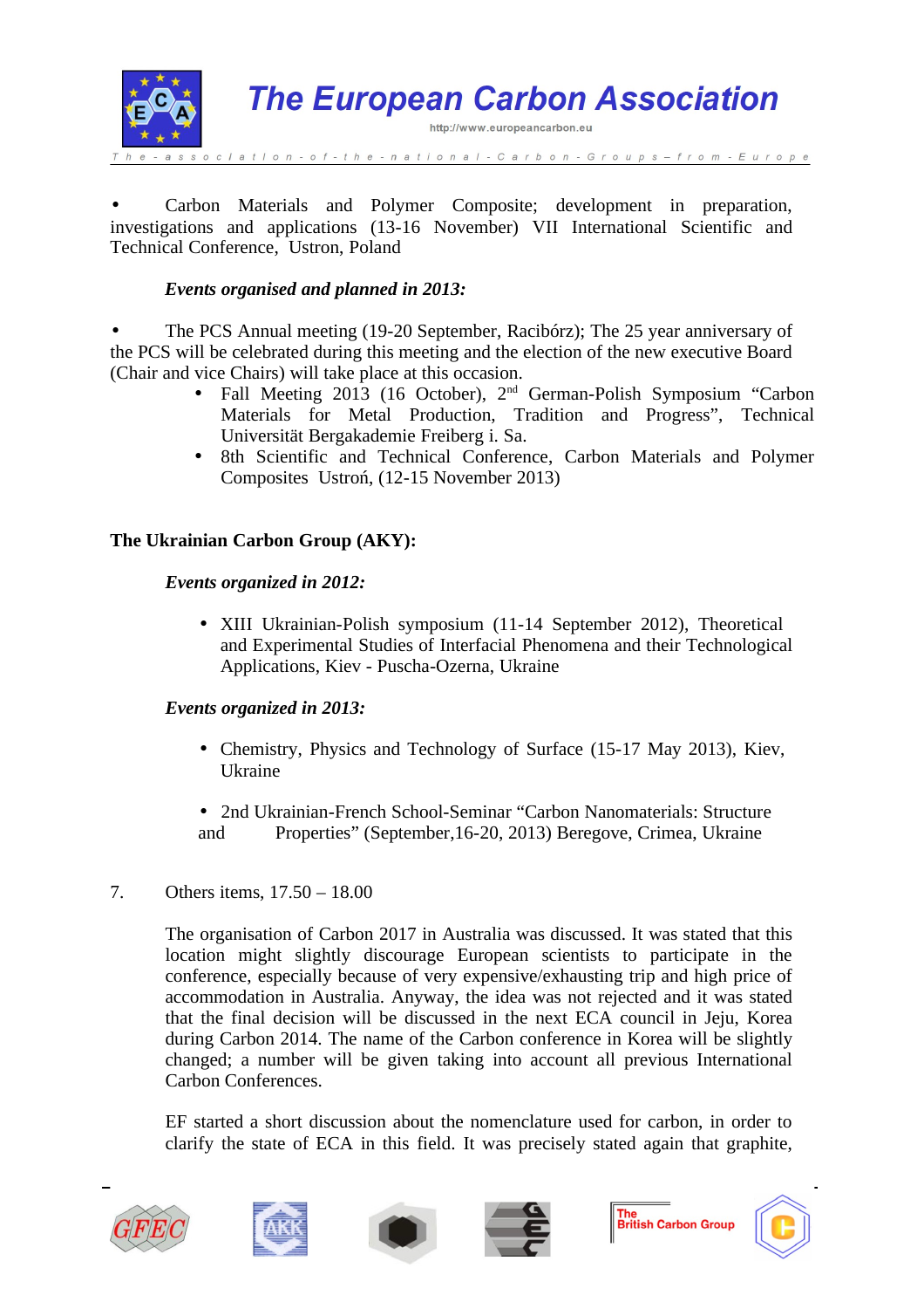- Carbon Materials and Polymer Composite; development in preparation, investigations and applications (13-16 November) VII International Scientific and Technical Conference, Ustron, Poland

*Events organised and planned in 2013:*

- The PCS Annual meeting (19-20 September, Racibórz); The 25 year anniversary of the PCS will be celebrated during this meeting and the election of the new executive Board (Chair and vice Chairs) will take place at this occasion.
  - Fall Meeting 2013 (16 October), 2nd German-Polish Symposium “Carbon Materials for Metal Production, Tradition and Progress”, Technical Universität Bergakademie Freiberg i. Sa.
  - 8th Scientific and Technical Conference, Carbon Materials and Polymer Composites Ustroń, (12-15 November 2013)

**The Ukrainian Carbon Group (AKY):**

*Events organized in 2012:*

- XIII Ukrainian-Polish symposium (11-14 September 2012), Theoretical and Experimental Studies of Interfacial Phenomena and their Technological Applications, Kiev - Puscha-Ozerna, Ukraine

*Events organized in 2013:*

- Chemistry, Physics and Technology of Surface (15-17 May 2013), Kiev, Ukraine

- 2nd Ukrainian-French School-Seminar “Carbon Nanomaterials: Structure and Properties” (September,16-20, 2013) Beregove, Crimea, Ukraine

7. Others items, 17.50 – 18.00

The organisation of Carbon 2017 in Australia was discussed. It was stated that this location might slightly discourage European scientists to participate in the conference, especially because of very expensive/exhausting trip and high price of accommodation in Australia. Anyway, the idea was not rejected and it was stated that the final decision will be discussed in the next ECA council in Jeju, Korea during Carbon 2014. The name of the Carbon conference in Korea will be slightly changed; a number will be given taking into account all previous International Carbon Conferences.

EF started a short discussion about the nomenclature used for carbon, in order to clarify the state of ECA in this field. It was precisely stated again that graphite,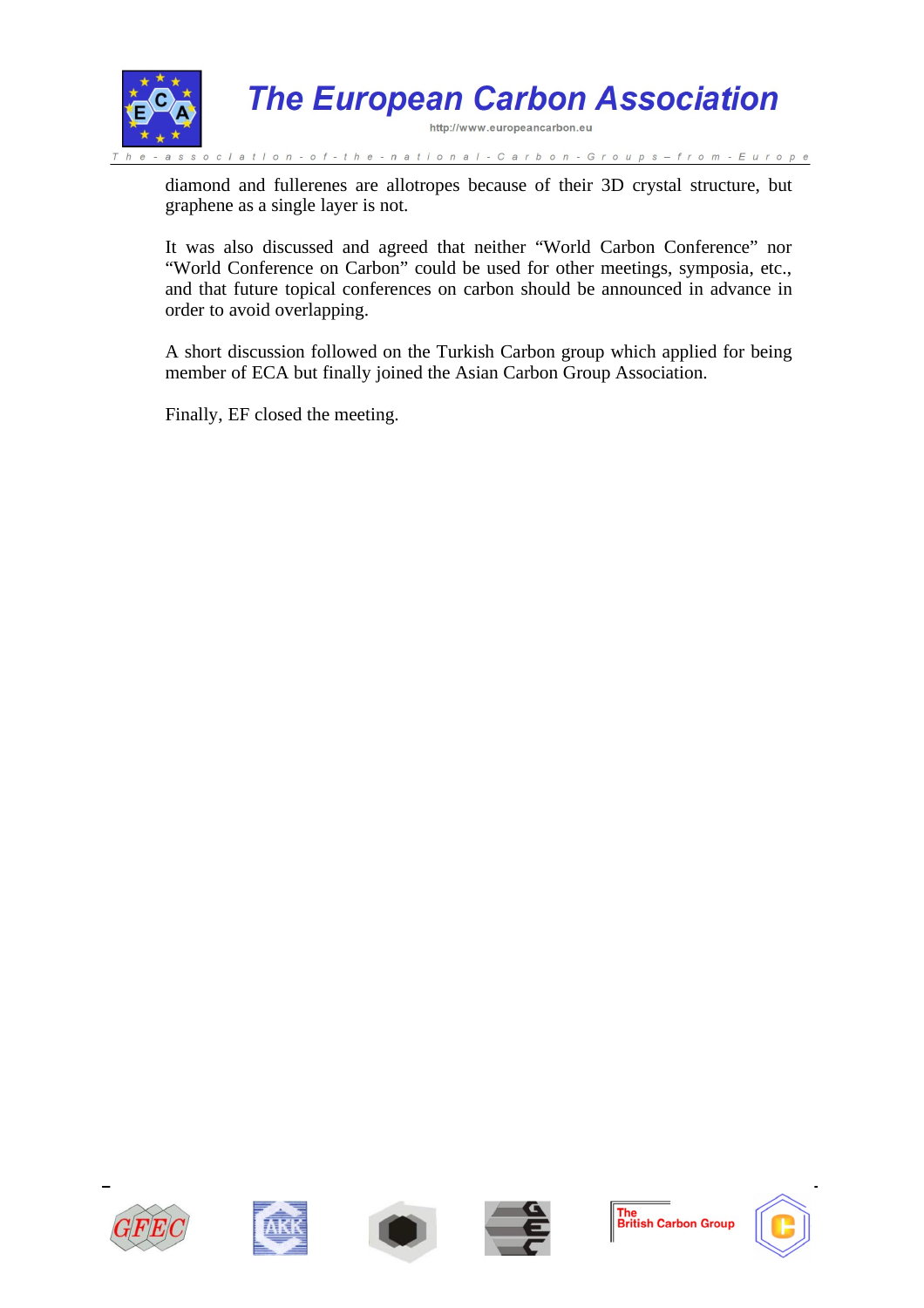diamond and fullerenes are allotropes because of their 3D crystal structure, but graphene as a single layer is not.

It was also discussed and agreed that neither “World Carbon Conference” nor “World Conference on Carbon” could be used for other meetings, symposia, etc., and that future topical conferences on carbon should be announced in advance in order to avoid overlapping.

A short discussion followed on the Turkish Carbon group which applied for being member of ECA but finally joined the Asian Carbon Group Association.

Finally, EF closed the meeting.